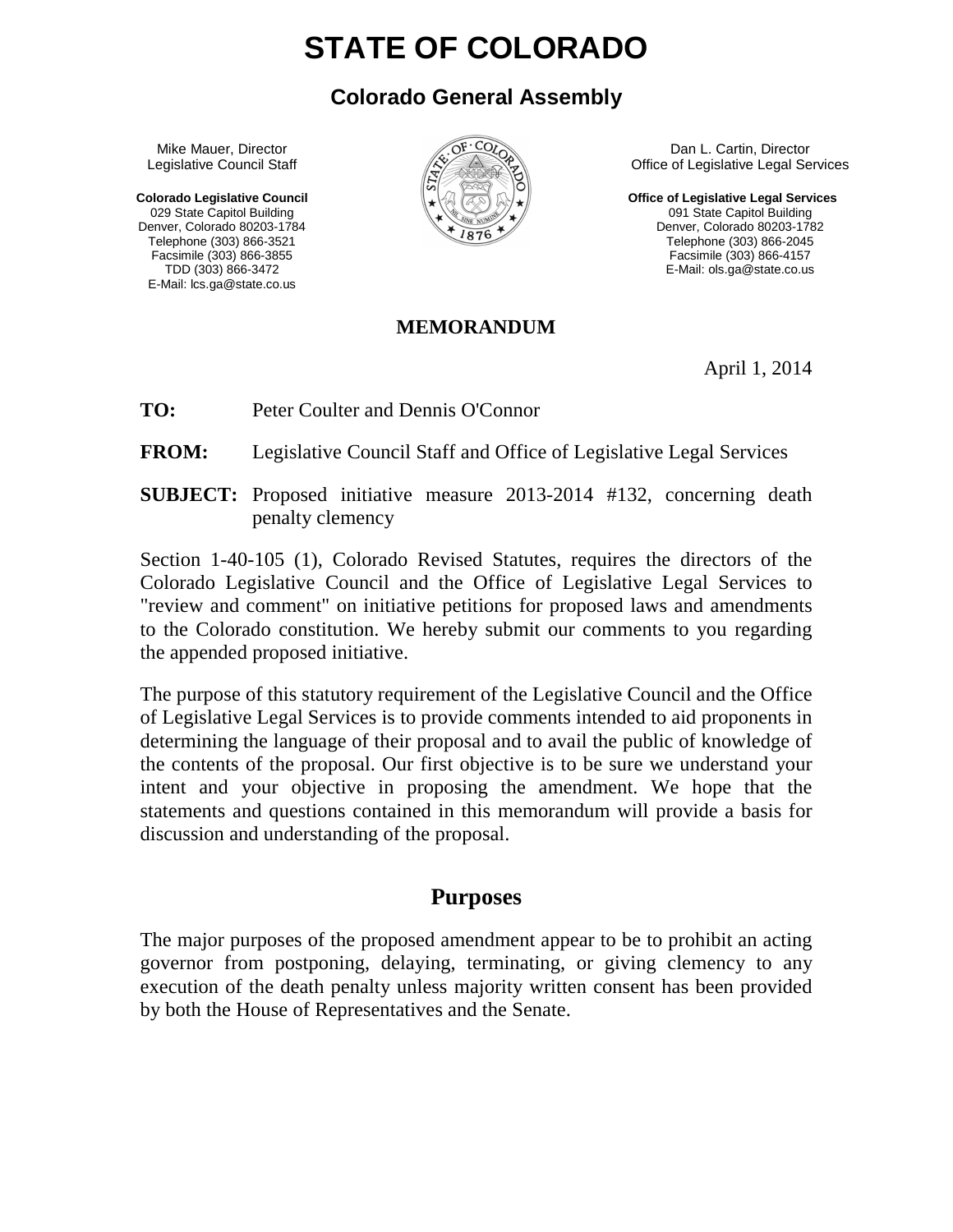# STATE OF COLORADO

## Colorado General Assembly

Mike Mauer, Director
Legislative Council Staff

**Colorado Legislative Council**
029 State Capitol Building
Denver, Colorado 80203-1784
Telephone (303) 866-3521
Facsimile (303) 866-3855
TDD (303) 866-3472
E-Mail: lcs.ga@state.co.us

Dan L. Cartin, Director
Office of Legislative Legal Services

**Office of Legislative Legal Services**
091 State Capitol Building
Denver, Colorado 80203-1782
Telephone (303) 866-2045
Facsimile (303) 866-4157
E-Mail: ols.ga@state.co.us

**MEMORANDUM**

April 1, 2014

**TO:** Peter Coulter and Dennis O'Connor

**FROM:** Legislative Council Staff and Office of Legislative Legal Services

**SUBJECT:** Proposed initiative measure 2013-2014 #132, concerning death penalty clemency

Section 1-40-105 (1), Colorado Revised Statutes, requires the directors of the Colorado Legislative Council and the Office of Legislative Legal Services to "review and comment" on initiative petitions for proposed laws and amendments to the Colorado constitution. We hereby submit our comments to you regarding the appended proposed initiative.

The purpose of this statutory requirement of the Legislative Council and the Office of Legislative Legal Services is to provide comments intended to aid proponents in determining the language of their proposal and to avail the public of knowledge of the contents of the proposal. Our first objective is to be sure we understand your intent and your objective in proposing the amendment. We hope that the statements and questions contained in this memorandum will provide a basis for discussion and understanding of the proposal.

## Purposes

The major purposes of the proposed amendment appear to be to prohibit an acting governor from postponing, delaying, terminating, or giving clemency to any execution of the death penalty unless majority written consent has been provided by both the House of Representatives and the Senate.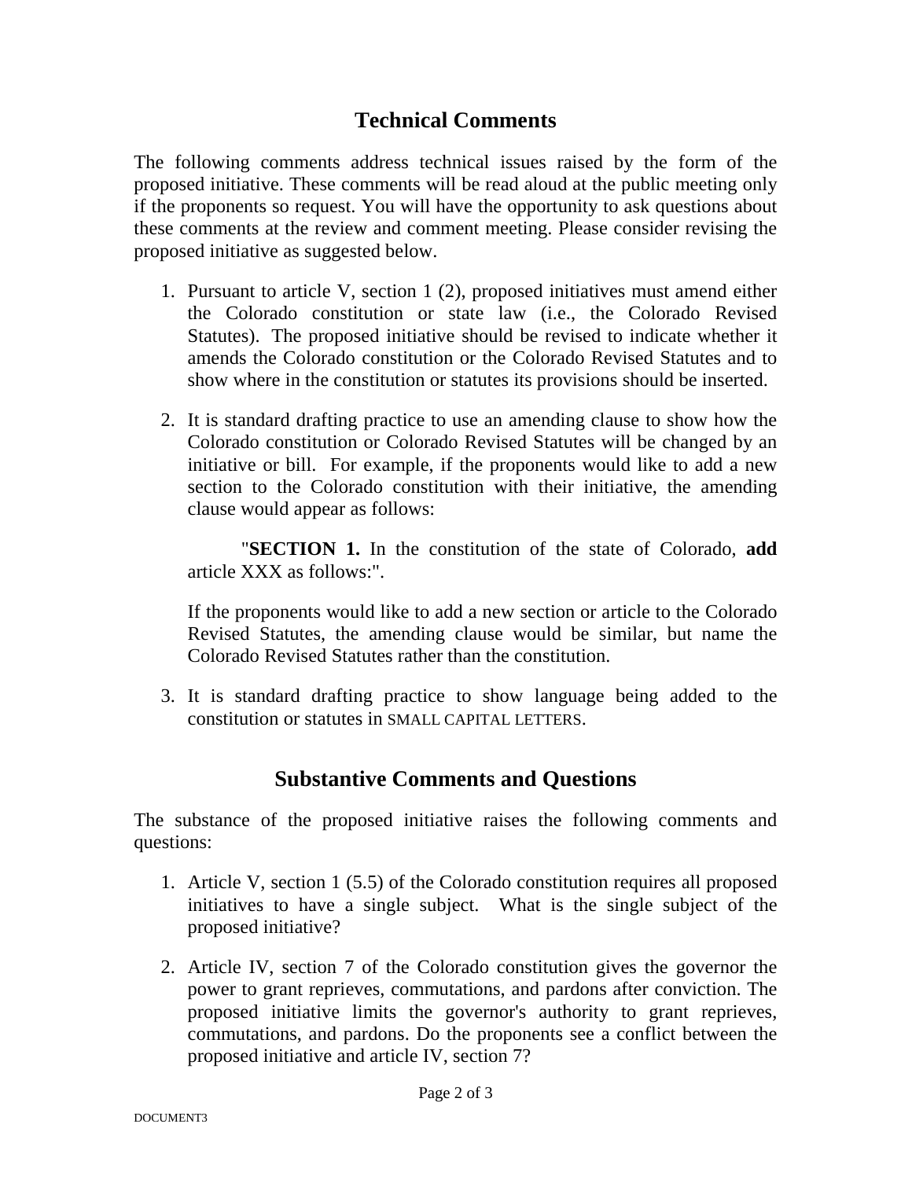## Technical Comments

The following comments address technical issues raised by the form of the proposed initiative. These comments will be read aloud at the public meeting only if the proponents so request. You will have the opportunity to ask questions about these comments at the review and comment meeting. Please consider revising the proposed initiative as suggested below.

1. Pursuant to article V, section 1 (2), proposed initiatives must amend either the Colorado constitution or state law (i.e., the Colorado Revised Statutes). The proposed initiative should be revised to indicate whether it amends the Colorado constitution or the Colorado Revised Statutes and to show where in the constitution or statutes its provisions should be inserted.

2. It is standard drafting practice to use an amending clause to show how the Colorado constitution or Colorado Revised Statutes will be changed by an initiative or bill. For example, if the proponents would like to add a new section to the Colorado constitution with their initiative, the amending clause would appear as follows:

   "**SECTION 1.** In the constitution of the state of Colorado, **add** article XXX as follows:".

   If the proponents would like to add a new section or article to the Colorado Revised Statutes, the amending clause would be similar, but name the Colorado Revised Statutes rather than the constitution.

3. It is standard drafting practice to show language being added to the constitution or statutes in SMALL CAPITAL LETTERS.

## Substantive Comments and Questions

The substance of the proposed initiative raises the following comments and questions:

1. Article V, section 1 (5.5) of the Colorado constitution requires all proposed initiatives to have a single subject. What is the single subject of the proposed initiative?

2. Article IV, section 7 of the Colorado constitution gives the governor the power to grant reprieves, commutations, and pardons after conviction. The proposed initiative limits the governor's authority to grant reprieves, commutations, and pardons. Do the proponents see a conflict between the proposed initiative and article IV, section 7?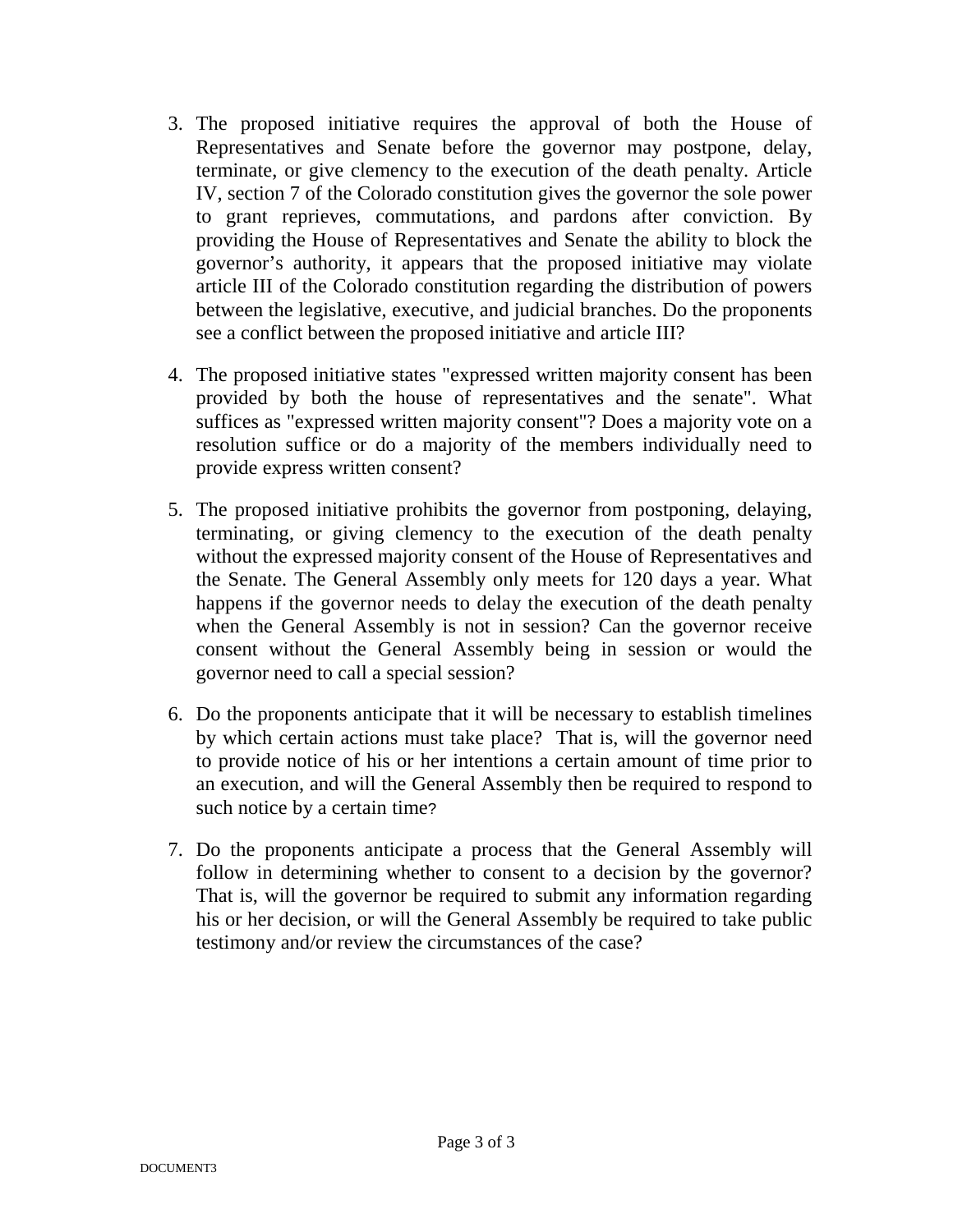3. The proposed initiative requires the approval of both the House of Representatives and Senate before the governor may postpone, delay, terminate, or give clemency to the execution of the death penalty. Article IV, section 7 of the Colorado constitution gives the governor the sole power to grant reprieves, commutations, and pardons after conviction. By providing the House of Representatives and Senate the ability to block the governor's authority, it appears that the proposed initiative may violate article III of the Colorado constitution regarding the distribution of powers between the legislative, executive, and judicial branches. Do the proponents see a conflict between the proposed initiative and article III?

4. The proposed initiative states "expressed written majority consent has been provided by both the house of representatives and the senate". What suffices as "expressed written majority consent"? Does a majority vote on a resolution suffice or do a majority of the members individually need to provide express written consent?

5. The proposed initiative prohibits the governor from postponing, delaying, terminating, or giving clemency to the execution of the death penalty without the expressed majority consent of the House of Representatives and the Senate. The General Assembly only meets for 120 days a year. What happens if the governor needs to delay the execution of the death penalty when the General Assembly is not in session? Can the governor receive consent without the General Assembly being in session or would the governor need to call a special session?

6. Do the proponents anticipate that it will be necessary to establish timelines by which certain actions must take place? That is, will the governor need to provide notice of his or her intentions a certain amount of time prior to an execution, and will the General Assembly then be required to respond to such notice by a certain time?

7. Do the proponents anticipate a process that the General Assembly will follow in determining whether to consent to a decision by the governor? That is, will the governor be required to submit any information regarding his or her decision, or will the General Assembly be required to take public testimony and/or review the circumstances of the case?